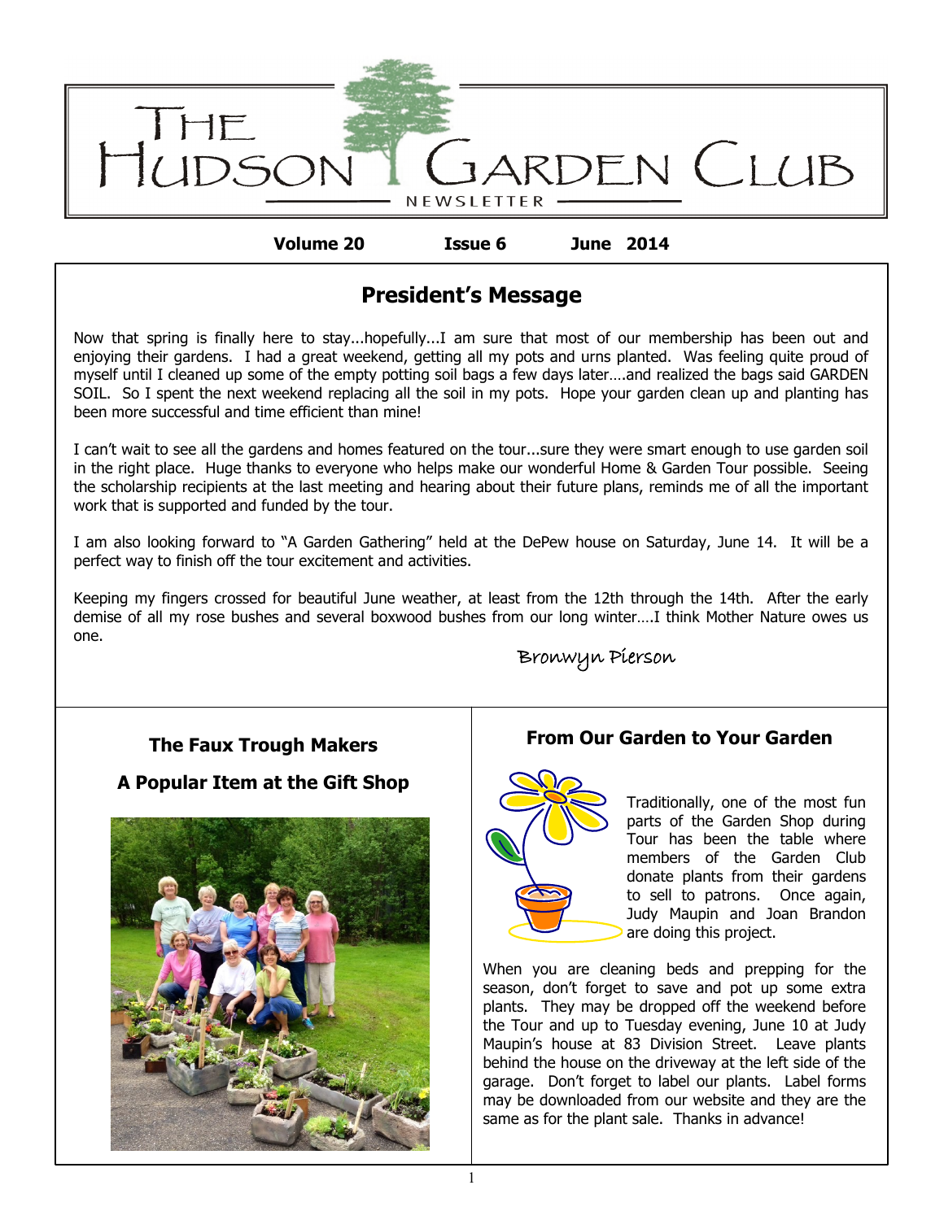# The Hudson Garden Club

NEWSLETTER

**Volume 20 Issue 6 June 2014**

## President's Message

Now that spring is finally here to stay...hopefully...I am sure that most of our membership has been out and enjoying their gardens. I had a great weekend, getting all my pots and urns planted. Was feeling quite proud of myself until I cleaned up some of the empty potting soil bags a few days later….and realized the bags said GARDEN SOIL. So I spent the next weekend replacing all the soil in my pots. Hope your garden clean up and planting has been more successful and time efficient than mine!

I can't wait to see all the gardens and homes featured on the tour...sure they were smart enough to use garden soil in the right place. Huge thanks to everyone who helps make our wonderful Home & Garden Tour possible. Seeing the scholarship recipients at the last meeting and hearing about their future plans, reminds me of all the important work that is supported and funded by the tour.

I am also looking forward to "A Garden Gathering" held at the DePew house on Saturday, June 14. It will be a perfect way to finish off the tour excitement and activities.

Keeping my fingers crossed for beautiful June weather, at least from the 12th through the 14th. After the early demise of all my rose bushes and several boxwood bushes from our long winter….I think Mother Nature owes us one.

*Bronwyn Pierson*

## The Faux Trough Makers

### A Popular Item at the Gift Shop

## From Our Garden to Your Garden

Traditionally, one of the most fun parts of the Garden Shop during Tour has been the table where members of the Garden Club donate plants from their gardens to sell to patrons. Once again, Judy Maupin and Joan Brandon are doing this project.

When you are cleaning beds and prepping for the season, don't forget to save and pot up some extra plants. They may be dropped off the weekend before the Tour and up to Tuesday evening, June 10 at Judy Maupin's house at 83 Division Street. Leave plants behind the house on the driveway at the left side of the garage. Don't forget to label our plants. Label forms may be downloaded from our website and they are the same as for the plant sale. Thanks in advance!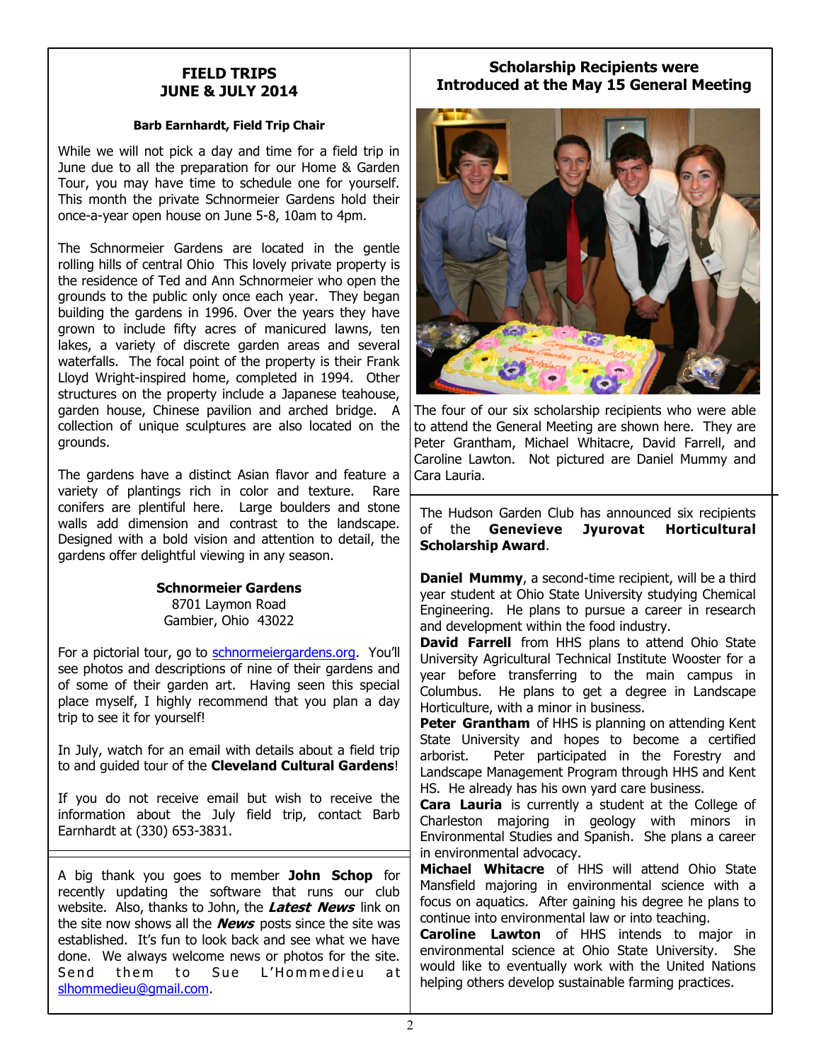## FIELD TRIPS
## JUNE & JULY 2014

**Barb Earnhardt, Field Trip Chair**

While we will not pick a day and time for a field trip in June due to all the preparation for our Home & Garden Tour, you may have time to schedule one for yourself. This month the private Schnormeier Gardens hold their once-a-year open house on June 5-8, 10am to 4pm.

The Schnormeier Gardens are located in the gentle rolling hills of central Ohio This lovely private property is the residence of Ted and Ann Schnormeier who open the grounds to the public only once each year. They began building the gardens in 1996. Over the years they have grown to include fifty acres of manicured lawns, ten lakes, a variety of discrete garden areas and several waterfalls. The focal point of the property is their Frank Lloyd Wright-inspired home, completed in 1994. Other structures on the property include a Japanese teahouse, garden house, Chinese pavilion and arched bridge. A collection of unique sculptures are also located on the grounds.

The gardens have a distinct Asian flavor and feature a variety of plantings rich in color and texture. Rare conifers are plentiful here. Large boulders and stone walls add dimension and contrast to the landscape. Designed with a bold vision and attention to detail, the gardens offer delightful viewing in any season.

**Schnormeier Gardens**
8701 Laymon Road
Gambier, Ohio 43022

For a pictorial tour, go to schnormeiergardens.org. You'll see photos and descriptions of nine of their gardens and of some of their garden art. Having seen this special place myself, I highly recommend that you plan a day trip to see it for yourself!

In July, watch for an email with details about a field trip to and guided tour of the **Cleveland Cultural Gardens**!

If you do not receive email but wish to receive the information about the July field trip, contact Barb Earnhardt at (330) 653-3831.

---

A big thank you goes to member **John Schop** for recently updating the software that runs our club website. Also, thanks to John, the ***Latest News*** link on the site now shows all the ***News*** posts since the site was established. It's fun to look back and see what we have done. We always welcome news or photos for the site. Send them to Sue L'Hommedieu at slhommedieu@gmail.com.

---

## Scholarship Recipients were Introduced at the May 15 General Meeting

The four of our six scholarship recipients who were able to attend the General Meeting are shown here. They are Peter Grantham, Michael Whitacre, David Farrell, and Caroline Lawton. Not pictured are Daniel Mummy and Cara Lauria.

The Hudson Garden Club has announced six recipients of the **Genevieve Jyurovat Horticultural Scholarship Award**.

**Daniel Mummy**, a second-time recipient, will be a third year student at Ohio State University studying Chemical Engineering. He plans to pursue a career in research and development within the food industry.

**David Farrell** from HHS plans to attend Ohio State University Agricultural Technical Institute Wooster for a year before transferring to the main campus in Columbus. He plans to get a degree in Landscape Horticulture, with a minor in business.

**Peter Grantham** of HHS is planning on attending Kent State University and hopes to become a certified arborist. Peter participated in the Forestry and Landscape Management Program through HHS and Kent HS. He already has his own yard care business.

**Cara Lauria** is currently a student at the College of Charleston majoring in geology with minors in Environmental Studies and Spanish. She plans a career in environmental advocacy.

**Michael Whitacre** of HHS will attend Ohio State Mansfield majoring in environmental science with a focus on aquatics. After gaining his degree he plans to continue into environmental law or into teaching.

**Caroline Lawton** of HHS intends to major in environmental science at Ohio State University. She would like to eventually work with the United Nations helping others develop sustainable farming practices.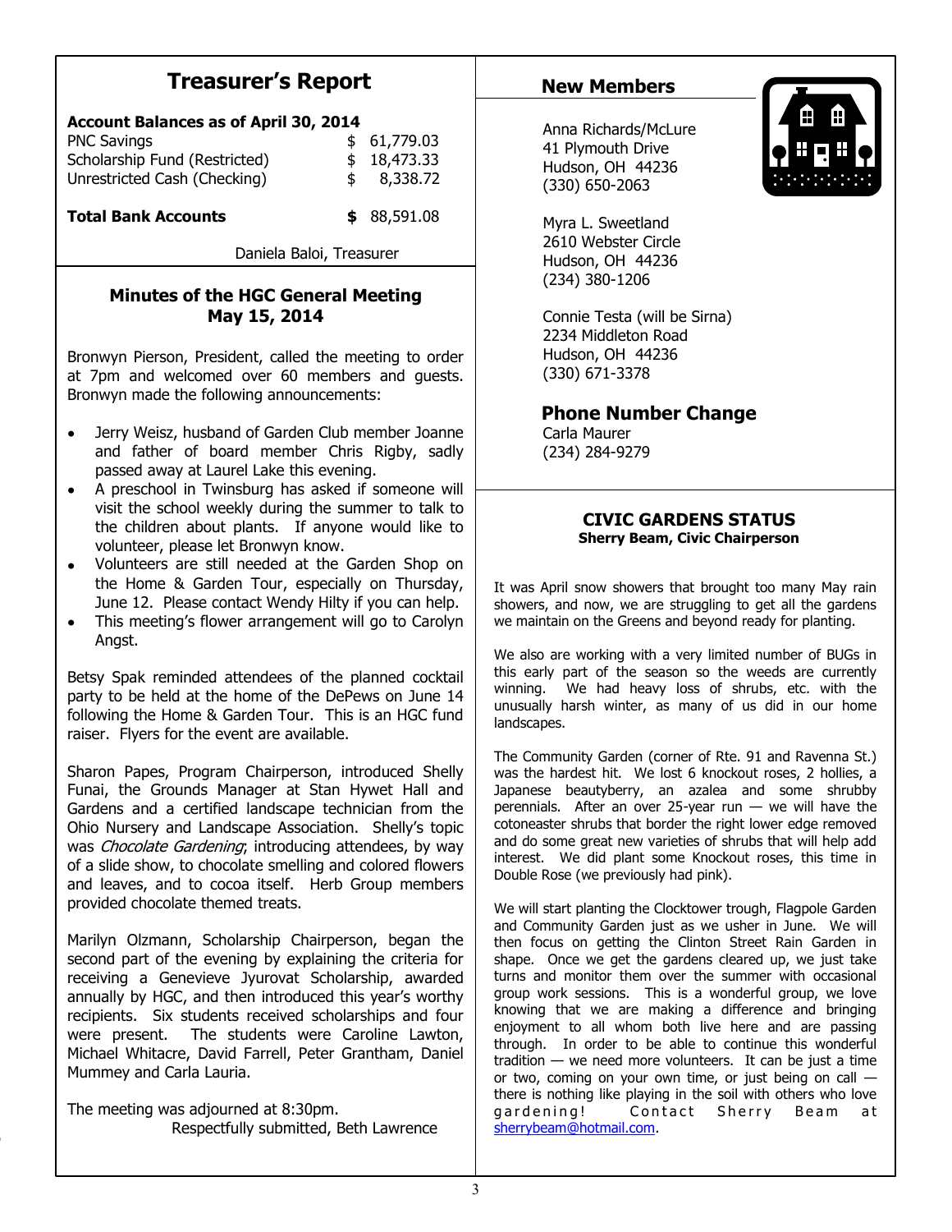## Treasurer's Report

**Account Balances as of April 30, 2014**

| | |
|---|---|
| PNC Savings | $ 61,779.03 |
| Scholarship Fund (Restricted) | $ 18,473.33 |
| Unrestricted Cash (Checking) | $ 8,338.72 |
| **Total Bank Accounts** | **$** 88,591.08 |

Daniela Baloi, Treasurer

### Minutes of the HGC General Meeting May 15, 2014

Bronwyn Pierson, President, called the meeting to order at 7pm and welcomed over 60 members and guests. Bronwyn made the following announcements:

- Jerry Weisz, husband of Garden Club member Joanne and father of board member Chris Rigby, sadly passed away at Laurel Lake this evening.
- A preschool in Twinsburg has asked if someone will visit the school weekly during the summer to talk to the children about plants. If anyone would like to volunteer, please let Bronwyn know.
- Volunteers are still needed at the Garden Shop on the Home & Garden Tour, especially on Thursday, June 12. Please contact Wendy Hilty if you can help.
- This meeting's flower arrangement will go to Carolyn Angst.

Betsy Spak reminded attendees of the planned cocktail party to be held at the home of the DePews on June 14 following the Home & Garden Tour. This is an HGC fund raiser. Flyers for the event are available.

Sharon Papes, Program Chairperson, introduced Shelly Funai, the Grounds Manager at Stan Hywet Hall and Gardens and a certified landscape technician from the Ohio Nursery and Landscape Association. Shelly's topic was *Chocolate Gardening*; introducing attendees, by way of a slide show, to chocolate smelling and colored flowers and leaves, and to cocoa itself. Herb Group members provided chocolate themed treats.

Marilyn Olzmann, Scholarship Chairperson, began the second part of the evening by explaining the criteria for receiving a Genevieve Jyurovat Scholarship, awarded annually by HGC, and then introduced this year's worthy recipients. Six students received scholarships and four were present. The students were Caroline Lawton, Michael Whitacre, David Farrell, Peter Grantham, Daniel Mummey and Carla Lauria.

The meeting was adjourned at 8:30pm.

Respectfully submitted, Beth Lawrence

## New Members

Anna Richards/McLure
41 Plymouth Drive
Hudson, OH 44236
(330) 650-2063

Myra L. Sweetland
2610 Webster Circle
Hudson, OH 44236
(234) 380-1206

Connie Testa (will be Sirna)
2234 Middleton Road
Hudson, OH 44236
(330) 671-3378

## Phone Number Change

Carla Maurer
(234) 284-9279

### CIVIC GARDENS STATUS

**Sherry Beam, Civic Chairperson**

It was April snow showers that brought too many May rain showers, and now, we are struggling to get all the gardens we maintain on the Greens and beyond ready for planting.

We also are working with a very limited number of BUGs in this early part of the season so the weeds are currently winning. We had heavy loss of shrubs, etc. with the unusually harsh winter, as many of us did in our home landscapes.

The Community Garden (corner of Rte. 91 and Ravenna St.) was the hardest hit. We lost 6 knockout roses, 2 hollies, a Japanese beautyberry, an azalea and some shrubby perennials. After an over 25-year run — we will have the cotoneaster shrubs that border the right lower edge removed and do some great new varieties of shrubs that will help add interest. We did plant some Knockout roses, this time in Double Rose (we previously had pink).

We will start planting the Clocktower trough, Flagpole Garden and Community Garden just as we usher in June. We will then focus on getting the Clinton Street Rain Garden in shape. Once we get the gardens cleared up, we just take turns and monitor them over the summer with occasional group work sessions. This is a wonderful group, we love knowing that we are making a difference and bringing enjoyment to all whom both live here and are passing through. In order to be able to continue this wonderful tradition — we need more volunteers. It can be just a time or two, coming on your own time, or just being on call — there is nothing like playing in the soil with others who love gardening! Contact Sherry Beam at sherrybeam@hotmail.com.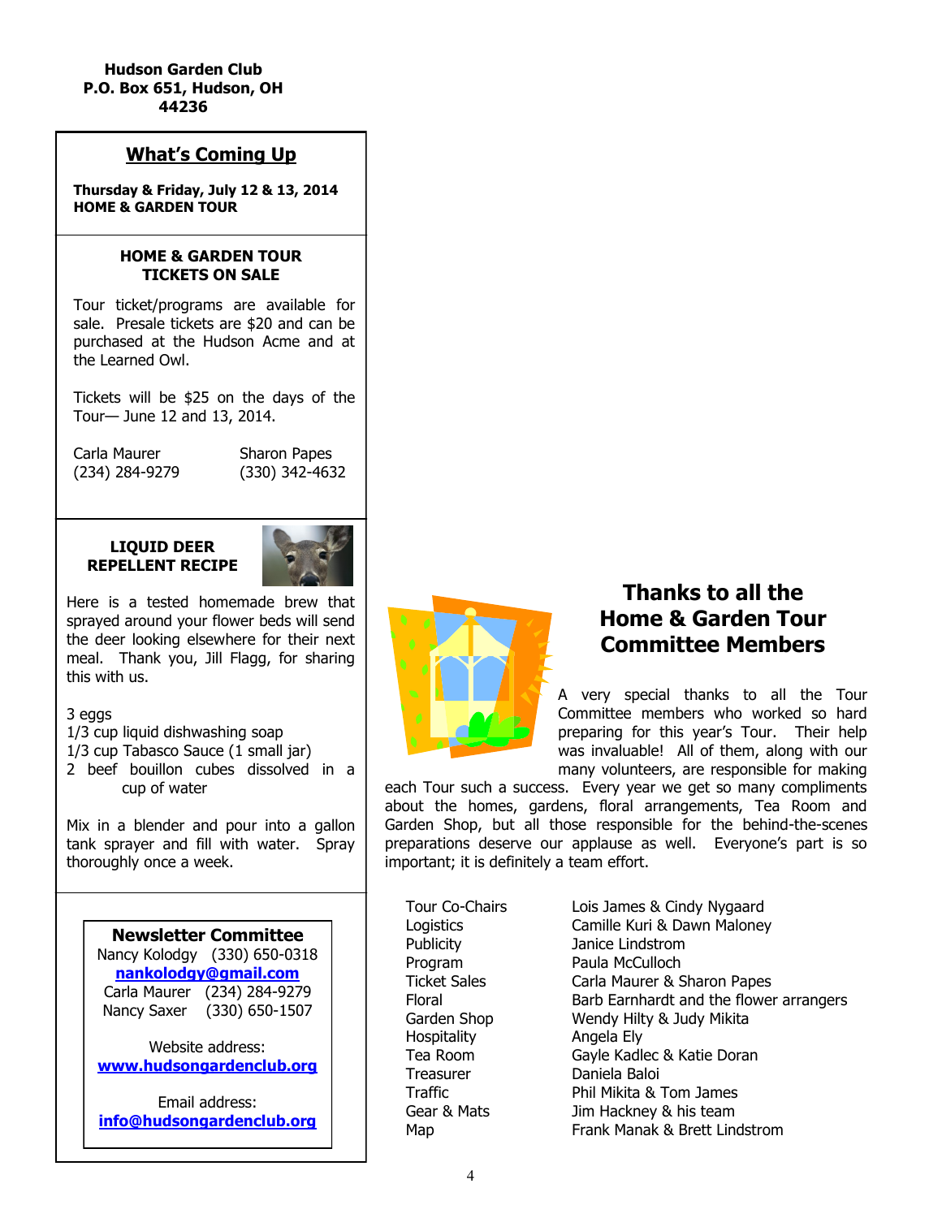**Hudson Garden Club**
**P.O. Box 651, Hudson, OH 44236**

## What's Coming Up

**Thursday & Friday, July 12 & 13, 2014**
**HOME & GARDEN TOUR**

### HOME & GARDEN TOUR TICKETS ON SALE

Tour ticket/programs are available for sale. Presale tickets are $20 and can be purchased at the Hudson Acme and at the Learned Owl.

Tickets will be $25 on the days of the Tour— June 12 and 13, 2014.

Carla Maurer (234) 284-9279
Sharon Papes (330) 342-4632

### LIQUID DEER REPELLENT RECIPE

Here is a tested homemade brew that sprayed around your flower beds will send the deer looking elsewhere for their next meal. Thank you, Jill Flagg, for sharing this with us.

3 eggs
1/3 cup liquid dishwashing soap
1/3 cup Tabasco Sauce (1 small jar)
2 beef bouillon cubes dissolved in a cup of water

Mix in a blender and pour into a gallon tank sprayer and fill with water. Spray thoroughly once a week.

### Newsletter Committee

Nancy Kolodgy (330) 650-0318
**nankolodgy@gmail.com**
Carla Maurer (234) 284-9279
Nancy Saxer (330) 650-1507

Website address:
**www.hudsongardenclub.org**

Email address:
**info@hudsongardenclub.org**

## Thanks to all the Home & Garden Tour Committee Members

A very special thanks to all the Tour Committee members who worked so hard preparing for this year's Tour. Their help was invaluable! All of them, along with our many volunteers, are responsible for making each Tour such a success. Every year we get so many compliments about the homes, gardens, floral arrangements, Tea Room and Garden Shop, but all those responsible for the behind-the-scenes preparations deserve our applause as well. Everyone's part is so important; it is definitely a team effort.

| | |
|---|---|
| Tour Co-Chairs | Lois James & Cindy Nygaard |
| Logistics | Camille Kuri & Dawn Maloney |
| Publicity | Janice Lindstrom |
| Program | Paula McCulloch |
| Ticket Sales | Carla Maurer & Sharon Papes |
| Floral | Barb Earnhardt and the flower arrangers |
| Garden Shop | Wendy Hilty & Judy Mikita |
| Hospitality | Angela Ely |
| Tea Room | Gayle Kadlec & Katie Doran |
| Treasurer | Daniela Baloi |
| Traffic | Phil Mikita & Tom James |
| Gear & Mats | Jim Hackney & his team |
| Map | Frank Manak & Brett Lindstrom |